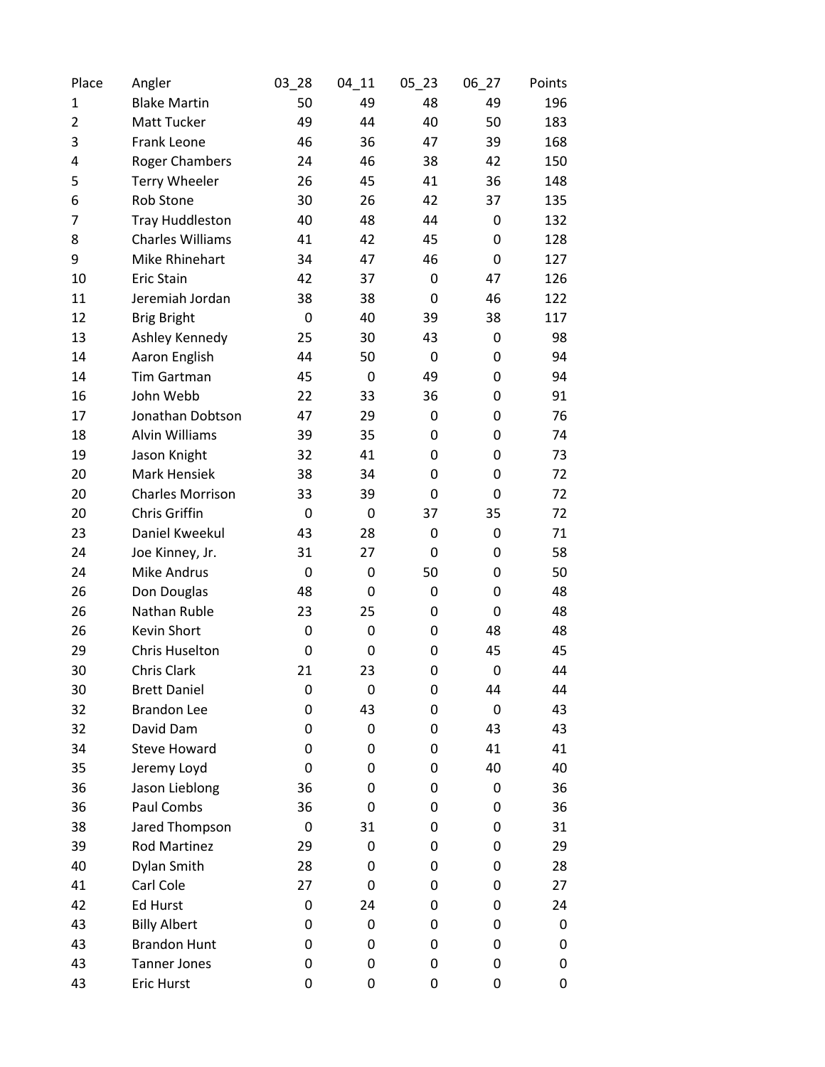| Place | Angler | 03_28 | 04_11 | 05_23 | 06_27 | Points |
|---|---|---|---|---|---|---|
| 1 | Blake Martin | 50 | 49 | 48 | 49 | 196 |
| 2 | Matt Tucker | 49 | 44 | 40 | 50 | 183 |
| 3 | Frank Leone | 46 | 36 | 47 | 39 | 168 |
| 4 | Roger Chambers | 24 | 46 | 38 | 42 | 150 |
| 5 | Terry Wheeler | 26 | 45 | 41 | 36 | 148 |
| 6 | Rob Stone | 30 | 26 | 42 | 37 | 135 |
| 7 | Tray Huddleston | 40 | 48 | 44 | 0 | 132 |
| 8 | Charles Williams | 41 | 42 | 45 | 0 | 128 |
| 9 | Mike Rhinehart | 34 | 47 | 46 | 0 | 127 |
| 10 | Eric Stain | 42 | 37 | 0 | 47 | 126 |
| 11 | Jeremiah Jordan | 38 | 38 | 0 | 46 | 122 |
| 12 | Brig Bright | 0 | 40 | 39 | 38 | 117 |
| 13 | Ashley Kennedy | 25 | 30 | 43 | 0 | 98 |
| 14 | Aaron English | 44 | 50 | 0 | 0 | 94 |
| 14 | Tim Gartman | 45 | 0 | 49 | 0 | 94 |
| 16 | John Webb | 22 | 33 | 36 | 0 | 91 |
| 17 | Jonathan Dobtson | 47 | 29 | 0 | 0 | 76 |
| 18 | Alvin Williams | 39 | 35 | 0 | 0 | 74 |
| 19 | Jason Knight | 32 | 41 | 0 | 0 | 73 |
| 20 | Mark Hensiek | 38 | 34 | 0 | 0 | 72 |
| 20 | Charles Morrison | 33 | 39 | 0 | 0 | 72 |
| 20 | Chris Griffin | 0 | 0 | 37 | 35 | 72 |
| 23 | Daniel Kweekul | 43 | 28 | 0 | 0 | 71 |
| 24 | Joe Kinney, Jr. | 31 | 27 | 0 | 0 | 58 |
| 24 | Mike Andrus | 0 | 0 | 50 | 0 | 50 |
| 26 | Don Douglas | 48 | 0 | 0 | 0 | 48 |
| 26 | Nathan Ruble | 23 | 25 | 0 | 0 | 48 |
| 26 | Kevin Short | 0 | 0 | 0 | 48 | 48 |
| 29 | Chris Huselton | 0 | 0 | 0 | 45 | 45 |
| 30 | Chris Clark | 21 | 23 | 0 | 0 | 44 |
| 30 | Brett Daniel | 0 | 0 | 0 | 44 | 44 |
| 32 | Brandon Lee | 0 | 43 | 0 | 0 | 43 |
| 32 | David Dam | 0 | 0 | 0 | 43 | 43 |
| 34 | Steve Howard | 0 | 0 | 0 | 41 | 41 |
| 35 | Jeremy Loyd | 0 | 0 | 0 | 40 | 40 |
| 36 | Jason Lieblong | 36 | 0 | 0 | 0 | 36 |
| 36 | Paul Combs | 36 | 0 | 0 | 0 | 36 |
| 38 | Jared Thompson | 0 | 31 | 0 | 0 | 31 |
| 39 | Rod Martinez | 29 | 0 | 0 | 0 | 29 |
| 40 | Dylan Smith | 28 | 0 | 0 | 0 | 28 |
| 41 | Carl Cole | 27 | 0 | 0 | 0 | 27 |
| 42 | Ed Hurst | 0 | 24 | 0 | 0 | 24 |
| 43 | Billy Albert | 0 | 0 | 0 | 0 | 0 |
| 43 | Brandon Hunt | 0 | 0 | 0 | 0 | 0 |
| 43 | Tanner Jones | 0 | 0 | 0 | 0 | 0 |
| 43 | Eric Hurst | 0 | 0 | 0 | 0 | 0 |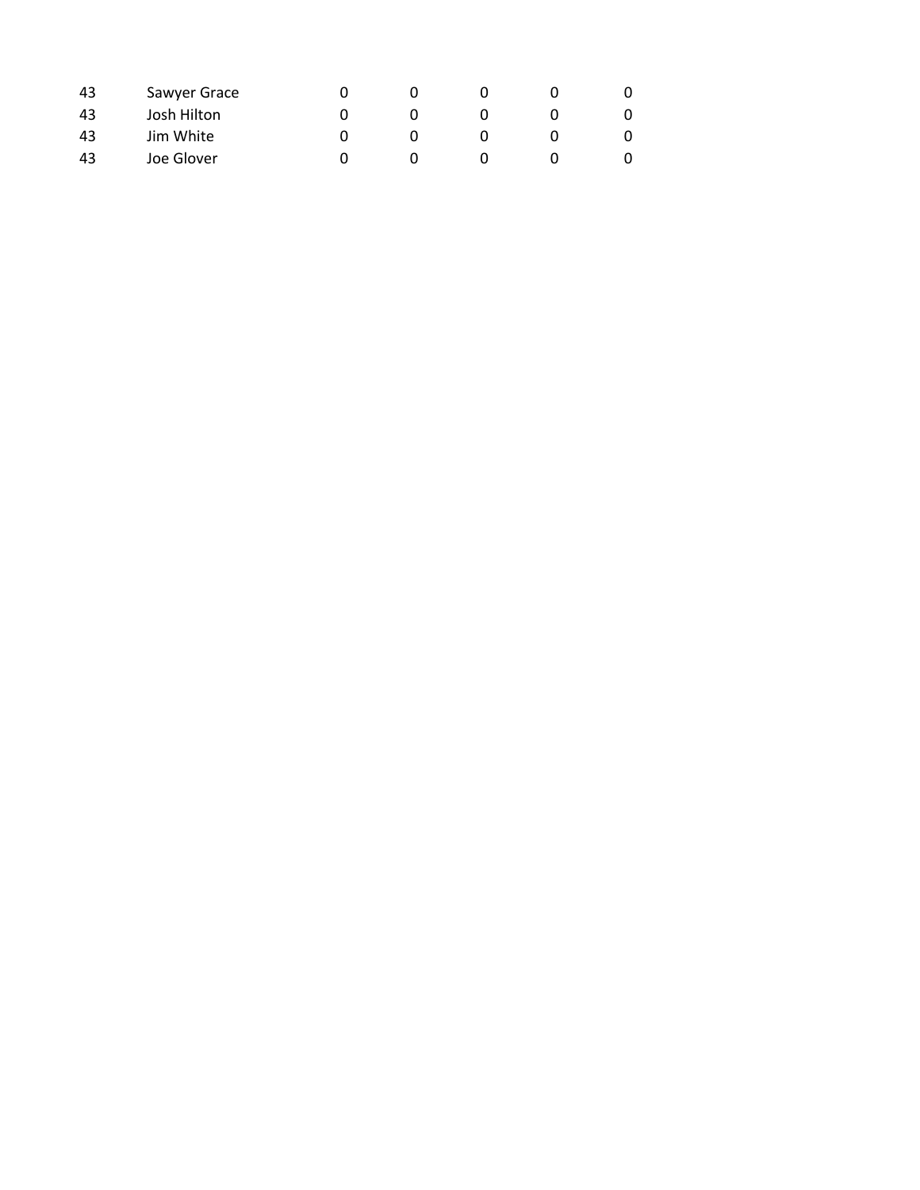| | | | | | | |
|---|---|---|---|---|---|---|
| 43 | Sawyer Grace | 0 | 0 | 0 | 0 | 0 |
| 43 | Josh Hilton | 0 | 0 | 0 | 0 | 0 |
| 43 | Jim White | 0 | 0 | 0 | 0 | 0 |
| 43 | Joe Glover | 0 | 0 | 0 | 0 | 0 |